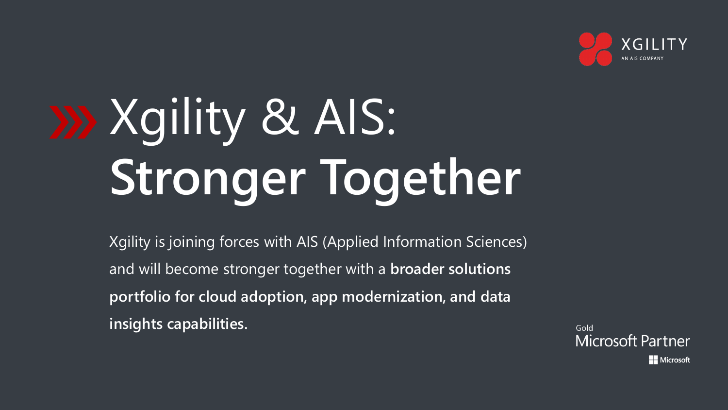XGILITY
AN AIS COMPANY

# Xgility & AIS: **Stronger Together**

Xgility is joining forces with AIS (Applied Information Sciences) and will become stronger together with a **broader solutions portfolio for cloud adoption, app modernization, and data insights capabilities.**

Gold
Microsoft Partner
Microsoft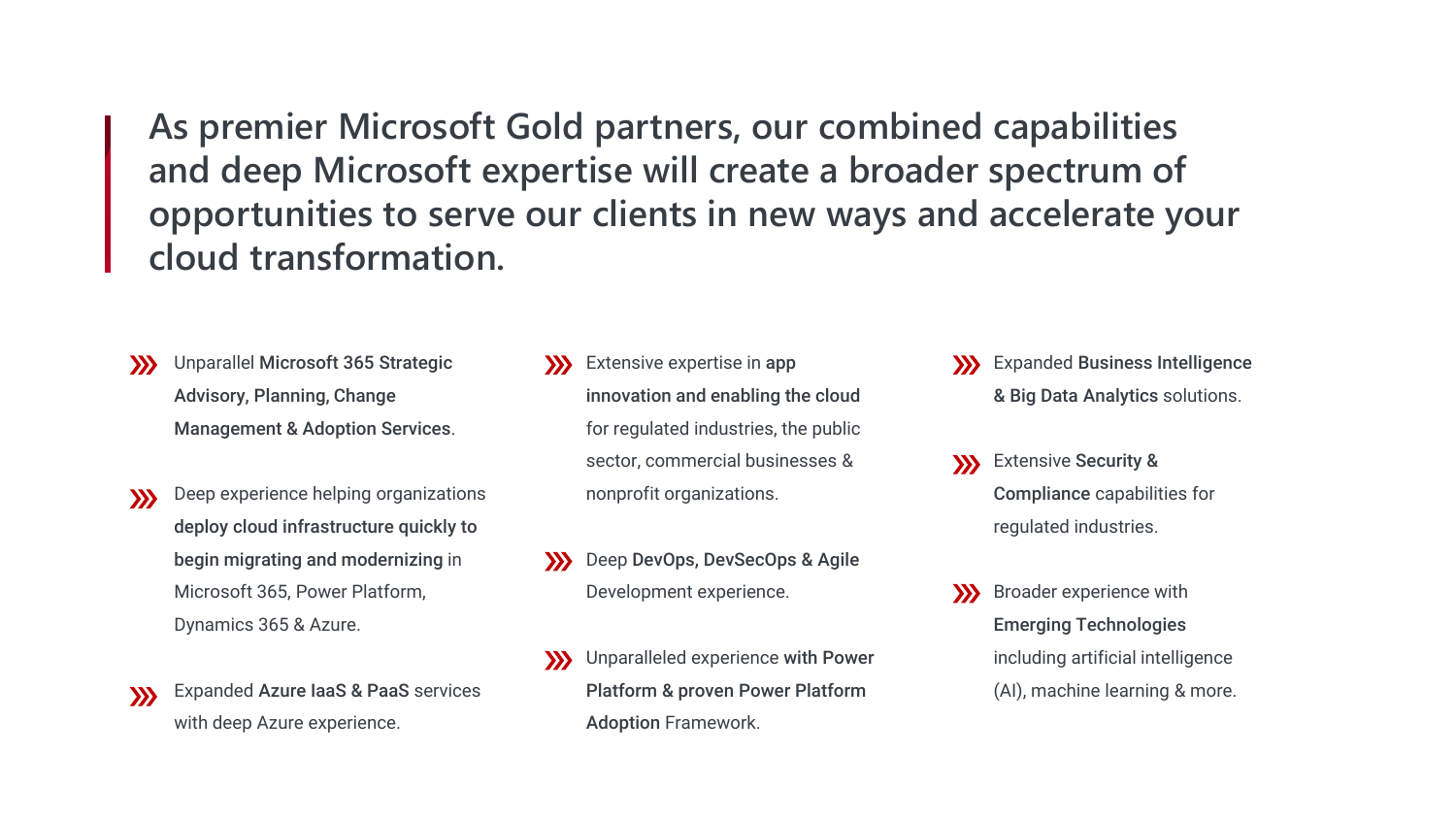## As premier Microsoft Gold partners, our combined capabilities and deep Microsoft expertise will create a broader spectrum of opportunities to serve our clients in new ways and accelerate your cloud transformation.

- Unparallel **Microsoft 365 Strategic Advisory, Planning, Change Management & Adoption Services**.
- Deep experience helping organizations **deploy cloud infrastructure quickly to begin migrating and modernizing** in Microsoft 365, Power Platform, Dynamics 365 & Azure.
- Expanded **Azure IaaS & PaaS** services with deep Azure experience.
- Extensive expertise in **app innovation and enabling the cloud** for regulated industries, the public sector, commercial businesses & nonprofit organizations.
- Deep **DevOps, DevSecOps & Agile** Development experience.
- Unparalleled experience **with Power Platform & proven Power Platform Adoption** Framework.
- Expanded **Business Intelligence & Big Data Analytics** solutions.
- Extensive **Security & Compliance** capabilities for regulated industries.
- Broader experience with **Emerging Technologies** including artificial intelligence (AI), machine learning & more.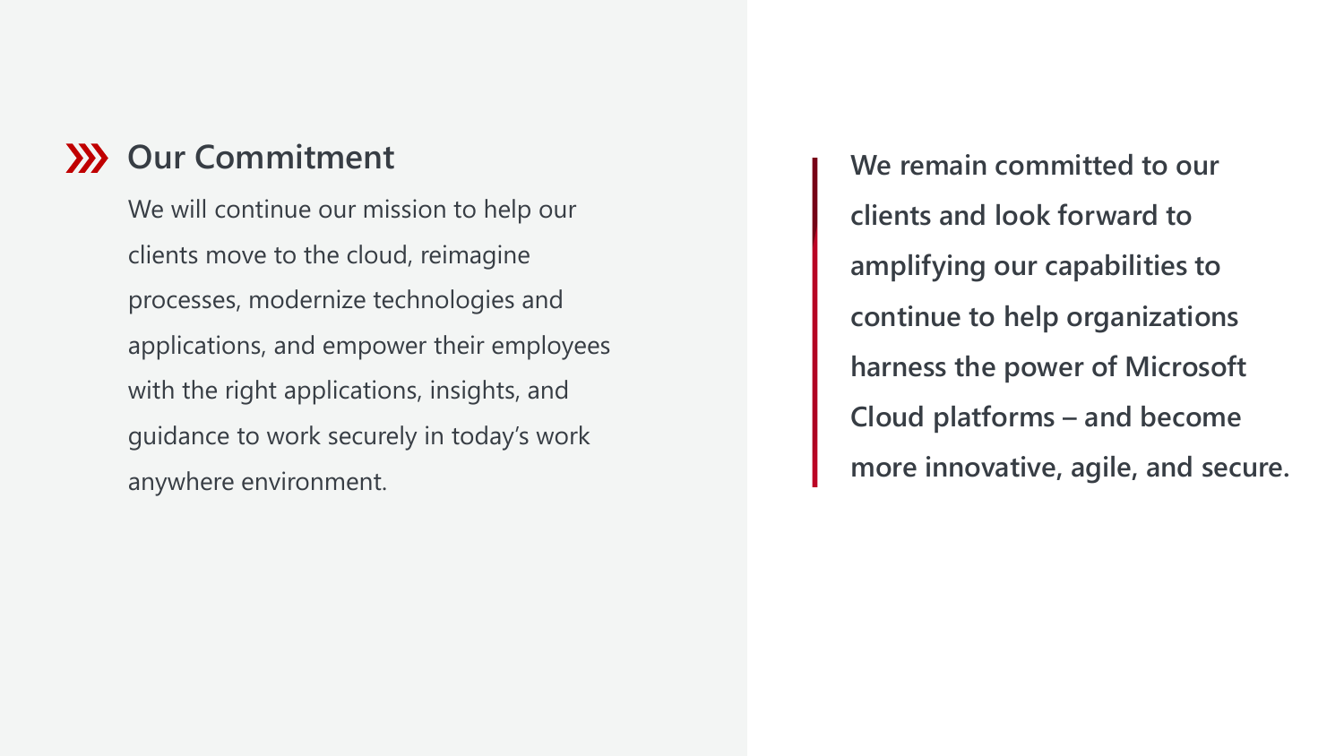## Our Commitment

We will continue our mission to help our clients move to the cloud, reimagine processes, modernize technologies and applications, and empower their employees with the right applications, insights, and guidance to work securely in today's work anywhere environment.

**We remain committed to our clients and look forward to amplifying our capabilities to continue to help organizations harness the power of Microsoft Cloud platforms – and become more innovative, agile, and secure.**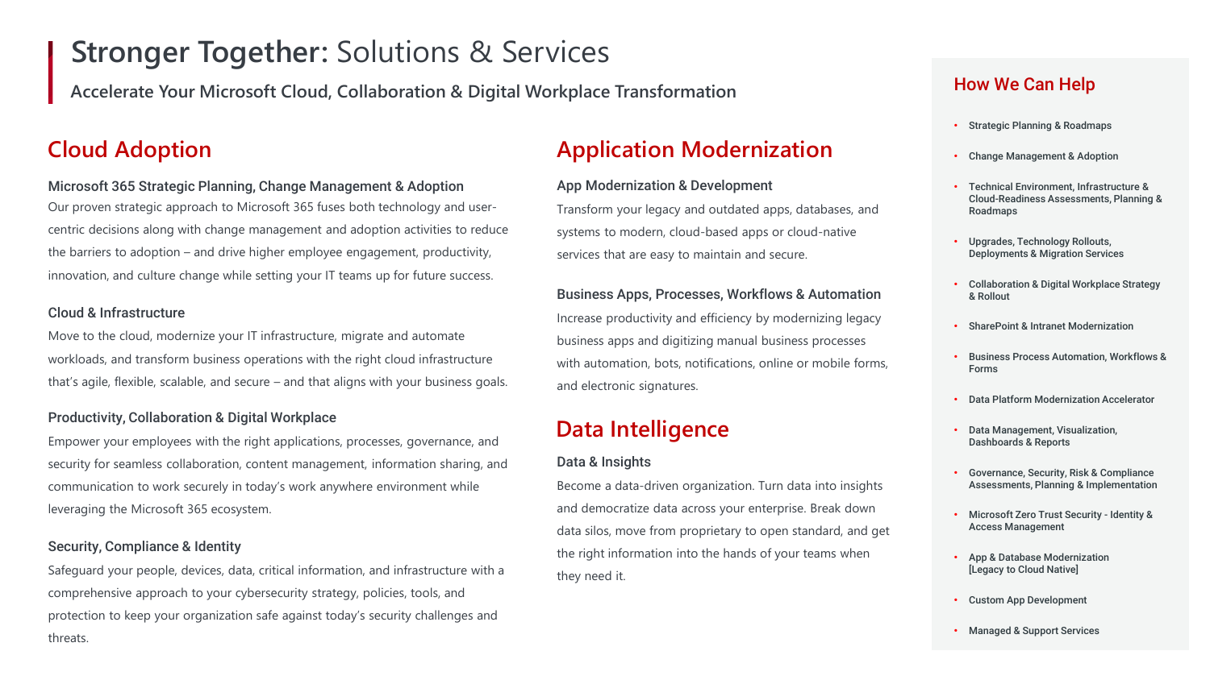# **Stronger Together:** Solutions & Services

**Accelerate Your Microsoft Cloud, Collaboration & Digital Workplace Transformation**

## Cloud Adoption

### Microsoft 365 Strategic Planning, Change Management & Adoption

Our proven strategic approach to Microsoft 365 fuses both technology and user-centric decisions along with change management and adoption activities to reduce the barriers to adoption – and drive higher employee engagement, productivity, innovation, and culture change while setting your IT teams up for future success.

### Cloud & Infrastructure

Move to the cloud, modernize your IT infrastructure, migrate and automate workloads, and transform business operations with the right cloud infrastructure that's agile, flexible, scalable, and secure – and that aligns with your business goals.

### Productivity, Collaboration & Digital Workplace

Empower your employees with the right applications, processes, governance, and security for seamless collaboration, content management, information sharing, and communication to work securely in today's work anywhere environment while leveraging the Microsoft 365 ecosystem.

### Security, Compliance & Identity

Safeguard your people, devices, data, critical information, and infrastructure with a comprehensive approach to your cybersecurity strategy, policies, tools, and protection to keep your organization safe against today's security challenges and threats.

## Application Modernization

### App Modernization & Development

Transform your legacy and outdated apps, databases, and systems to modern, cloud-based apps or cloud-native services that are easy to maintain and secure.

### Business Apps, Processes, Workflows & Automation

Increase productivity and efficiency by modernizing legacy business apps and digitizing manual business processes with automation, bots, notifications, online or mobile forms, and electronic signatures.

## Data Intelligence

### Data & Insights

Become a data-driven organization. Turn data into insights and democratize data across your enterprise. Break down data silos, move from proprietary to open standard, and get the right information into the hands of your teams when they need it.

## How We Can Help

- Strategic Planning & Roadmaps
- Change Management & Adoption
- Technical Environment, Infrastructure & Cloud-Readiness Assessments, Planning & Roadmaps
- Upgrades, Technology Rollouts, Deployments & Migration Services
- Collaboration & Digital Workplace Strategy & Rollout
- SharePoint & Intranet Modernization
- Business Process Automation, Workflows & Forms
- Data Platform Modernization Accelerator
- Data Management, Visualization, Dashboards & Reports
- Governance, Security, Risk & Compliance Assessments, Planning & Implementation
- Microsoft Zero Trust Security - Identity & Access Management
- App & Database Modernization [Legacy to Cloud Native]
- Custom App Development
- Managed & Support Services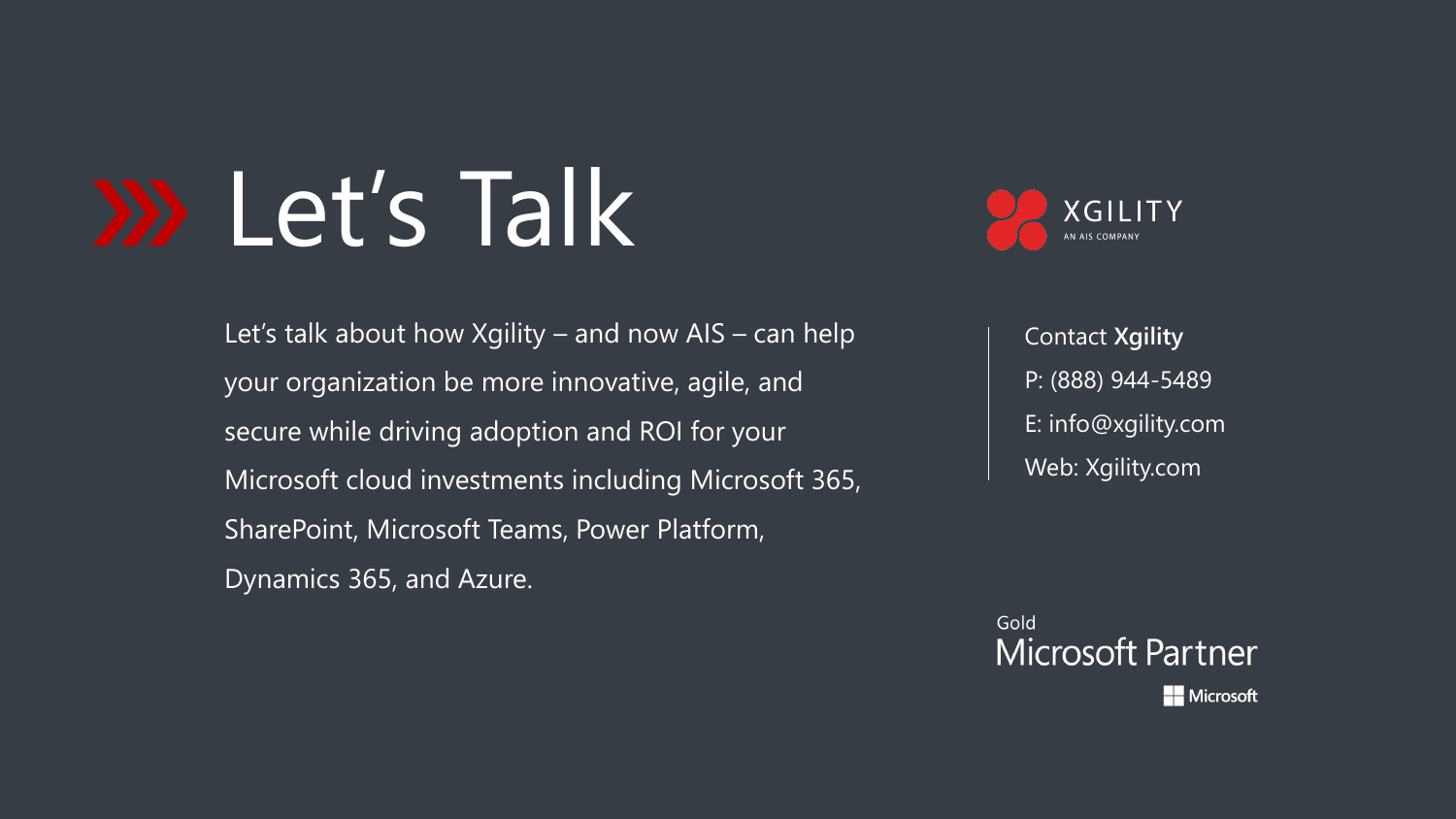# Let’s Talk

Let’s talk about how Xgility – and now AIS – can help your organization be more innovative, agile, and secure while driving adoption and ROI for your Microsoft cloud investments including Microsoft 365, SharePoint, Microsoft Teams, Power Platform, Dynamics 365, and Azure.

XGILITY
AN AIS COMPANY

Contact **Xgility**
P: (888) 944-5489
E: info@xgility.com
Web: Xgility.com

Gold
Microsoft Partner
Microsoft